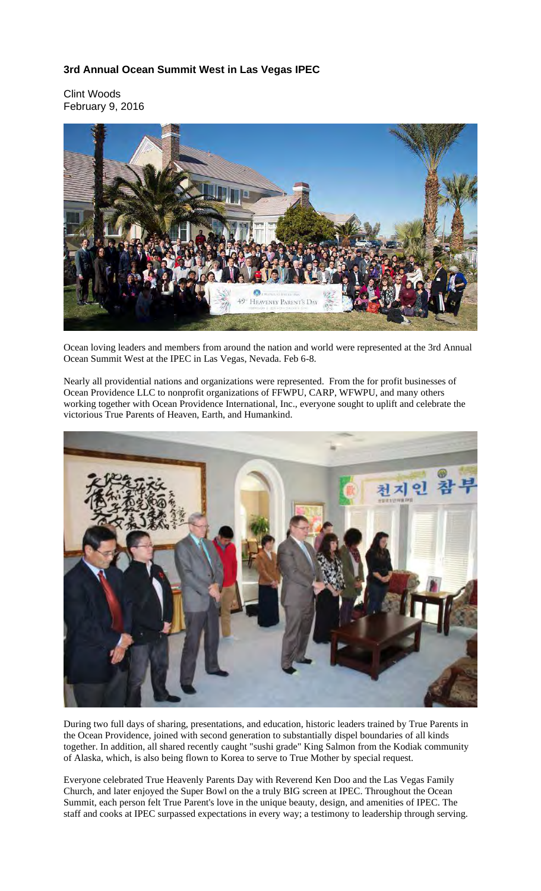**3rd Annual Ocean Summit West in Las Vegas IPEC**

Clint Woods
February 9, 2016

Ocean loving leaders and members from around the nation and world were represented at the 3rd Annual Ocean Summit West at the IPEC in Las Vegas, Nevada. Feb 6-8.

Nearly all providential nations and organizations were represented. From the for profit businesses of Ocean Providence LLC to nonprofit organizations of FFWPU, CARP, WFWPU, and many others working together with Ocean Providence International, Inc., everyone sought to uplift and celebrate the victorious True Parents of Heaven, Earth, and Humankind.

During two full days of sharing, presentations, and education, historic leaders trained by True Parents in the Ocean Providence, joined with second generation to substantially dispel boundaries of all kinds together. In addition, all shared recently caught "sushi grade" King Salmon from the Kodiak community of Alaska, which, is also being flown to Korea to serve to True Mother by special request.

Everyone celebrated True Heavenly Parents Day with Reverend Ken Doo and the Las Vegas Family Church, and later enjoyed the Super Bowl on the a truly BIG screen at IPEC. Throughout the Ocean Summit, each person felt True Parent's love in the unique beauty, design, and amenities of IPEC. The staff and cooks at IPEC surpassed expectations in every way; a testimony to leadership through serving.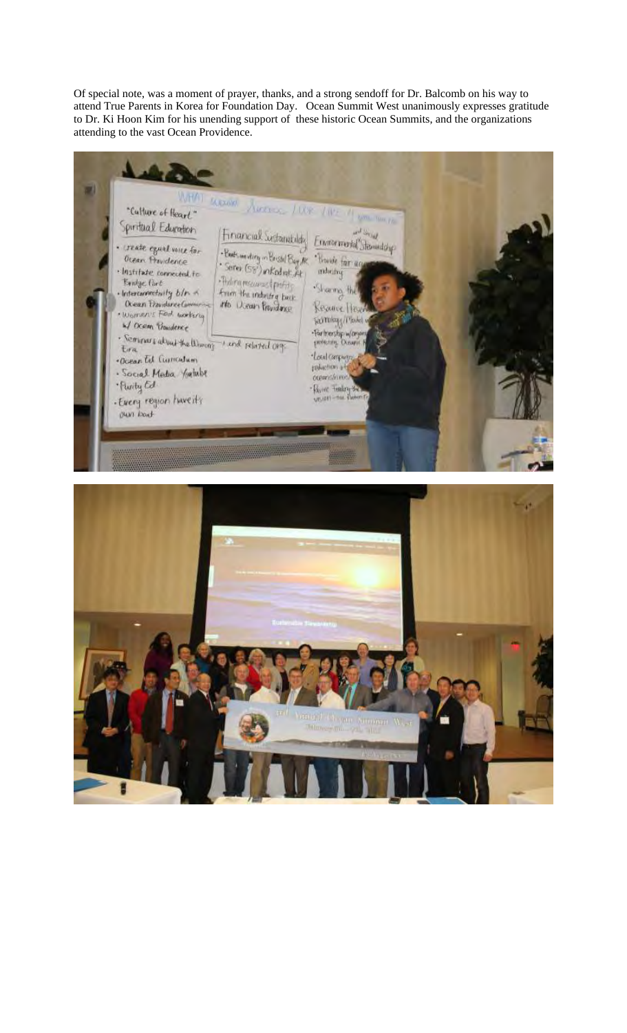Of special note, was a moment of prayer, thanks, and a strong sendoff for Dr. Balcomb on his way to attend True Parents in Korea for Foundation Day. Ocean Summit West unanimously expresses gratitude to Dr. Ki Hoon Kim for his unending support of these historic Ocean Summits, and the organizations attending to the vast Ocean Providence.